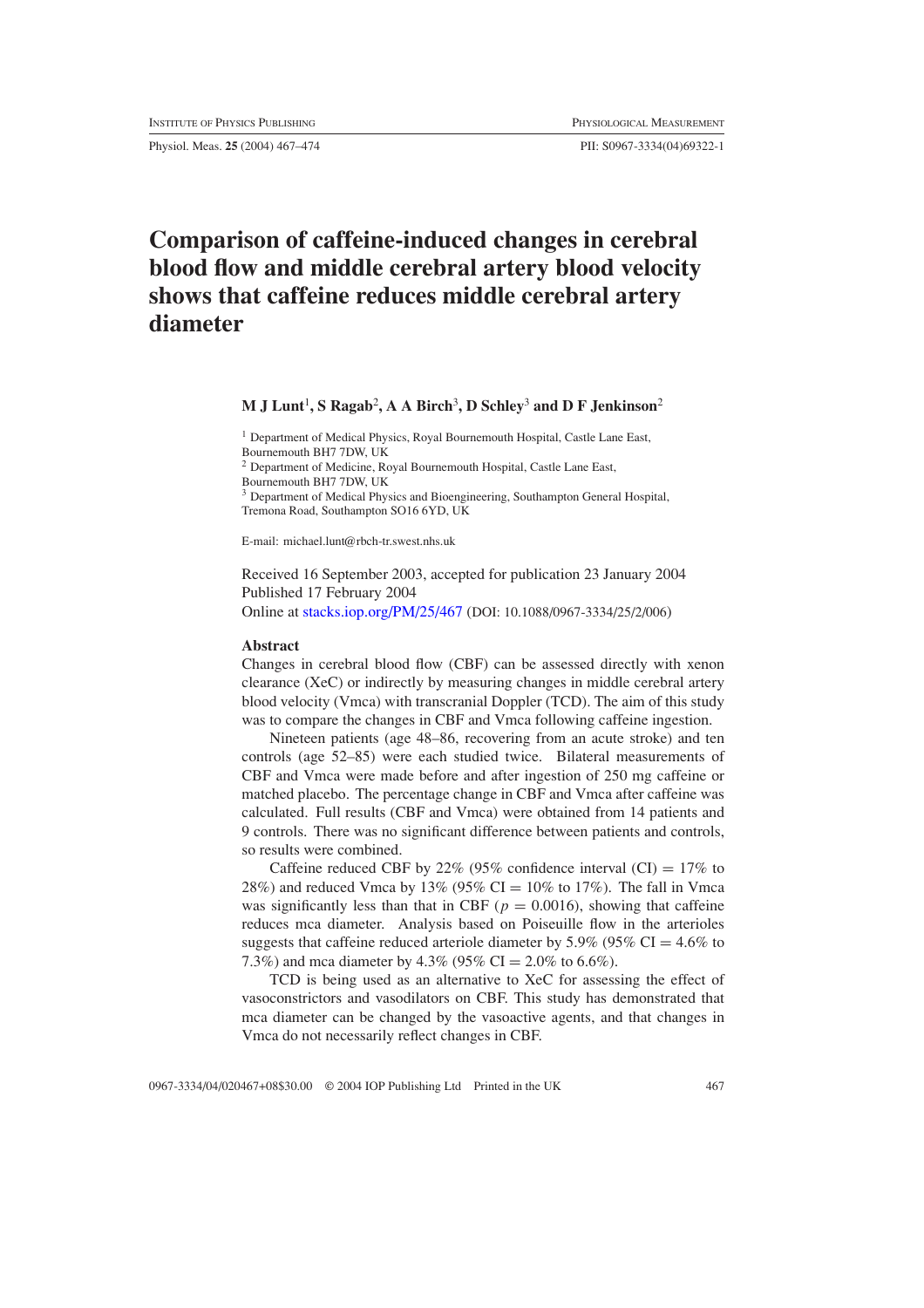# Comparison of caffeine-induced changes in cerebral blood flow and middle cerebral artery blood velocity shows that caffeine reduces middle cerebral artery diameter

**M J Lunt**[1], **S Ragab**[2], **A A Birch**[3], **D Schley**[3] **and D F Jenkinson**[2]

[1] Department of Medical Physics, Royal Bournemouth Hospital, Castle Lane East, Bournemouth BH7 7DW, UK

[2] Department of Medicine, Royal Bournemouth Hospital, Castle Lane East, Bournemouth BH7 7DW, UK

[3] Department of Medical Physics and Bioengineering, Southampton General Hospital, Tremona Road, Southampton SO16 6YD, UK

E-mail: michael.lunt@rbch-tr.swest.nhs.uk

Received 16 September 2003, accepted for publication 23 January 2004
Published 17 February 2004
Online at stacks.iop.org/PM/25/467 (DOI: 10.1088/0967-3334/25/2/006)

## Abstract

Changes in cerebral blood flow (CBF) can be assessed directly with xenon clearance (XeC) or indirectly by measuring changes in middle cerebral artery blood velocity (Vmca) with transcranial Doppler (TCD). The aim of this study was to compare the changes in CBF and Vmca following caffeine ingestion.

Nineteen patients (age 48–86, recovering from an acute stroke) and ten controls (age 52–85) were each studied twice. Bilateral measurements of CBF and Vmca were made before and after ingestion of 250 mg caffeine or matched placebo. The percentage change in CBF and Vmca after caffeine was calculated. Full results (CBF and Vmca) were obtained from 14 patients and 9 controls. There was no significant difference between patients and controls, so results were combined.

Caffeine reduced CBF by 22% (95% confidence interval (CI) = 17% to 28%) and reduced Vmca by 13% (95% CI = 10% to 17%). The fall in Vmca was significantly less than that in CBF ($p = 0.0016$), showing that caffeine reduces mca diameter. Analysis based on Poiseuille flow in the arterioles suggests that caffeine reduced arteriole diameter by 5.9% (95% CI = 4.6% to 7.3%) and mca diameter by 4.3% (95% CI = 2.0% to 6.6%).

TCD is being used as an alternative to XeC for assessing the effect of vasoconstrictors and vasodilators on CBF. This study has demonstrated that mca diameter can be changed by the vasoactive agents, and that changes in Vmca do not necessarily reflect changes in CBF.

0967-3334/04/020467+08$30.00 © 2004 IOP Publishing Ltd Printed in the UK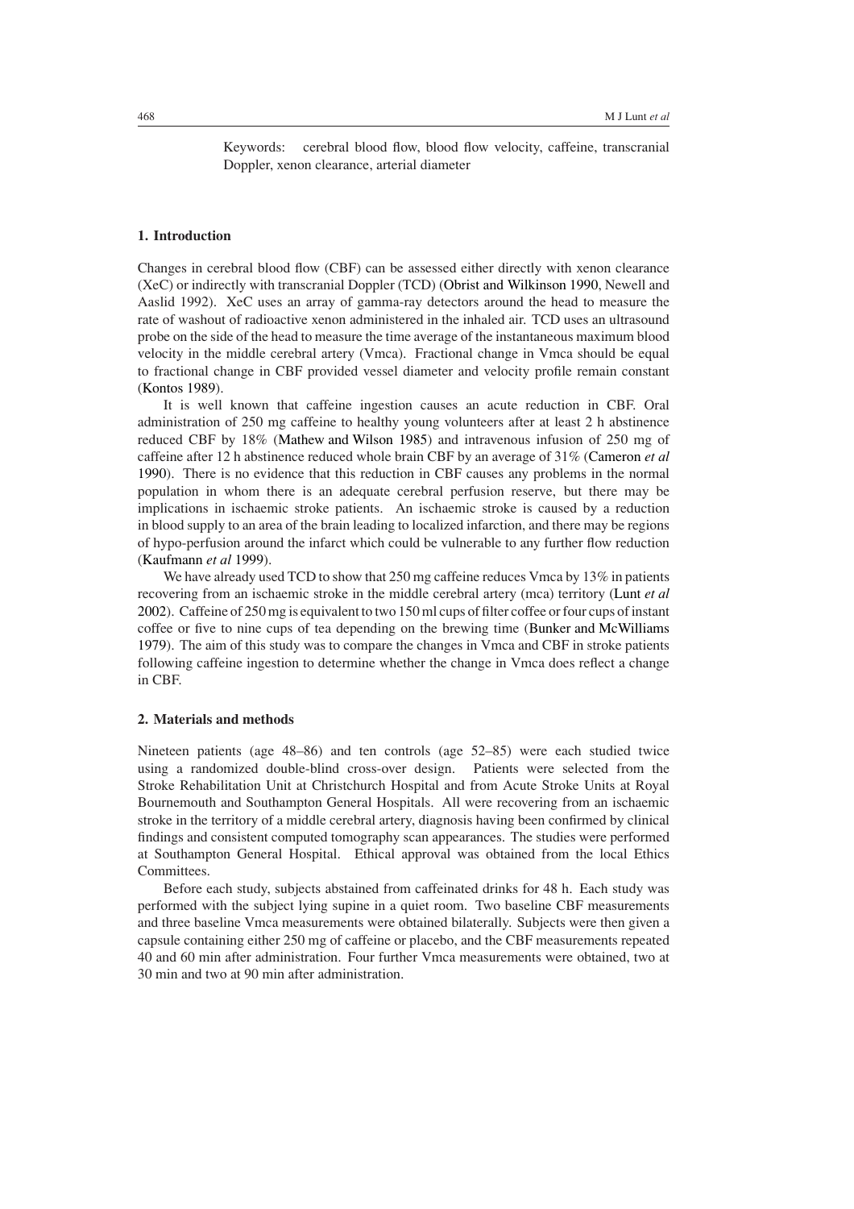Keywords: cerebral blood flow, blood flow velocity, caffeine, transcranial Doppler, xenon clearance, arterial diameter

## 1. Introduction

Changes in cerebral blood flow (CBF) can be assessed either directly with xenon clearance (XeC) or indirectly with transcranial Doppler (TCD) (Obrist and Wilkinson 1990, Newell and Aaslid 1992). XeC uses an array of gamma-ray detectors around the head to measure the rate of washout of radioactive xenon administered in the inhaled air. TCD uses an ultrasound probe on the side of the head to measure the time average of the instantaneous maximum blood velocity in the middle cerebral artery (Vmca). Fractional change in Vmca should be equal to fractional change in CBF provided vessel diameter and velocity profile remain constant (Kontos 1989).

It is well known that caffeine ingestion causes an acute reduction in CBF. Oral administration of 250 mg caffeine to healthy young volunteers after at least 2 h abstinence reduced CBF by 18% (Mathew and Wilson 1985) and intravenous infusion of 250 mg of caffeine after 12 h abstinence reduced whole brain CBF by an average of 31% (Cameron *et al* 1990). There is no evidence that this reduction in CBF causes any problems in the normal population in whom there is an adequate cerebral perfusion reserve, but there may be implications in ischaemic stroke patients. An ischaemic stroke is caused by a reduction in blood supply to an area of the brain leading to localized infarction, and there may be regions of hypo-perfusion around the infarct which could be vulnerable to any further flow reduction (Kaufmann *et al* 1999).

We have already used TCD to show that 250 mg caffeine reduces Vmca by 13% in patients recovering from an ischaemic stroke in the middle cerebral artery (mca) territory (Lunt *et al* 2002). Caffeine of 250 mg is equivalent to two 150 ml cups of filter coffee or four cups of instant coffee or five to nine cups of tea depending on the brewing time (Bunker and McWilliams 1979). The aim of this study was to compare the changes in Vmca and CBF in stroke patients following caffeine ingestion to determine whether the change in Vmca does reflect a change in CBF.

## 2. Materials and methods

Nineteen patients (age 48–86) and ten controls (age 52–85) were each studied twice using a randomized double-blind cross-over design. Patients were selected from the Stroke Rehabilitation Unit at Christchurch Hospital and from Acute Stroke Units at Royal Bournemouth and Southampton General Hospitals. All were recovering from an ischaemic stroke in the territory of a middle cerebral artery, diagnosis having been confirmed by clinical findings and consistent computed tomography scan appearances. The studies were performed at Southampton General Hospital. Ethical approval was obtained from the local Ethics Committees.

Before each study, subjects abstained from caffeinated drinks for 48 h. Each study was performed with the subject lying supine in a quiet room. Two baseline CBF measurements and three baseline Vmca measurements were obtained bilaterally. Subjects were then given a capsule containing either 250 mg of caffeine or placebo, and the CBF measurements repeated 40 and 60 min after administration. Four further Vmca measurements were obtained, two at 30 min and two at 90 min after administration.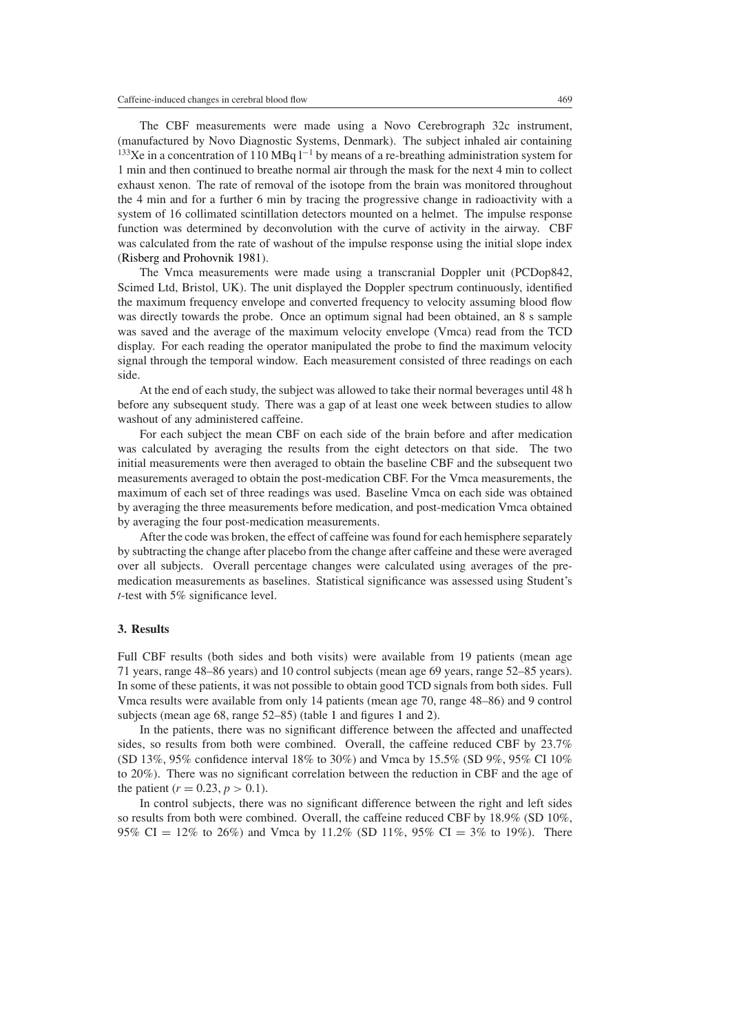The CBF measurements were made using a Novo Cerebrograph 32c instrument, (manufactured by Novo Diagnostic Systems, Denmark). The subject inhaled air containing $^{133}Xe$ in a concentration of 110 MBq $l^{-1}$ by means of a re-breathing administration system for 1 min and then continued to breathe normal air through the mask for the next 4 min to collect exhaust xenon. The rate of removal of the isotope from the brain was monitored throughout the 4 min and for a further 6 min by tracing the progressive change in radioactivity with a system of 16 collimated scintillation detectors mounted on a helmet. The impulse response function was determined by deconvolution with the curve of activity in the airway. CBF was calculated from the rate of washout of the impulse response using the initial slope index (Risberg and Prohovnik 1981).

The Vmca measurements were made using a transcranial Doppler unit (PCDop842, Scimed Ltd, Bristol, UK). The unit displayed the Doppler spectrum continuously, identified the maximum frequency envelope and converted frequency to velocity assuming blood flow was directly towards the probe. Once an optimum signal had been obtained, an 8 s sample was saved and the average of the maximum velocity envelope (Vmca) read from the TCD display. For each reading the operator manipulated the probe to find the maximum velocity signal through the temporal window. Each measurement consisted of three readings on each side.

At the end of each study, the subject was allowed to take their normal beverages until 48 h before any subsequent study. There was a gap of at least one week between studies to allow washout of any administered caffeine.

For each subject the mean CBF on each side of the brain before and after medication was calculated by averaging the results from the eight detectors on that side. The two initial measurements were then averaged to obtain the baseline CBF and the subsequent two measurements averaged to obtain the post-medication CBF. For the Vmca measurements, the maximum of each set of three readings was used. Baseline Vmca on each side was obtained by averaging the three measurements before medication, and post-medication Vmca obtained by averaging the four post-medication measurements.

After the code was broken, the effect of caffeine was found for each hemisphere separately by subtracting the change after placebo from the change after caffeine and these were averaged over all subjects. Overall percentage changes were calculated using averages of the pre-medication measurements as baselines. Statistical significance was assessed using Student's *t*-test with 5% significance level.

## 3. Results

Full CBF results (both sides and both visits) were available from 19 patients (mean age 71 years, range 48–86 years) and 10 control subjects (mean age 69 years, range 52–85 years). In some of these patients, it was not possible to obtain good TCD signals from both sides. Full Vmca results were available from only 14 patients (mean age 70, range 48–86) and 9 control subjects (mean age 68, range 52–85) (table 1 and figures 1 and 2).

In the patients, there was no significant difference between the affected and unaffected sides, so results from both were combined. Overall, the caffeine reduced CBF by 23.7% (SD 13%, 95% confidence interval 18% to 30%) and Vmca by 15.5% (SD 9%, 95% CI 10% to 20%). There was no significant correlation between the reduction in CBF and the age of the patient ($r = 0.23$, $p > 0.1$).

In control subjects, there was no significant difference between the right and left sides so results from both were combined. Overall, the caffeine reduced CBF by 18.9% (SD 10%, 95% CI = 12% to 26%) and Vmca by 11.2% (SD 11%, 95% CI = 3% to 19%). There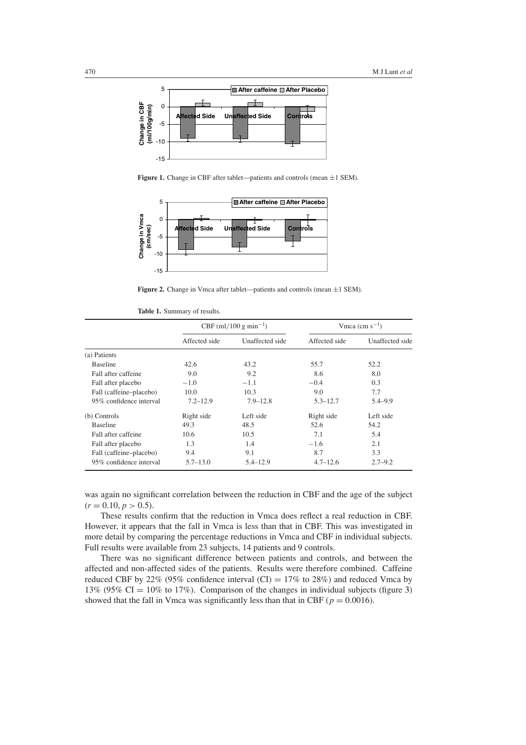Figure 1. Change in CBF after tablet—patients and controls (mean ±1 SEM).

Figure 2. Change in Vmca after tablet—patients and controls (mean ±1 SEM).

Table 1. Summary of results.

| | CBF (ml/100 g $\min^{-1}$) | | Vmca (cm $s^{-1}$) | |
|---|---|---|---|---|
| | Affected side | Unaffected side | Affected side | Unaffected side |
| (a) Patients | | | | |
| Baseline | 42.6 | 43.2 | 55.7 | 52.2 |
| Fall after caffeine | 9.0 | 9.2 | 8.6 | 8.0 |
| Fall after placebo | −1.0 | −1.1 | −0.4 | 0.3 |
| Fall (caffeine–placebo) | 10.0 | 10.3 | 9.0 | 7.7 |
| 95% confidence interval | 7.2–12.9 | 7.9–12.8 | 5.3–12.7 | 5.4–9.9 |
| (b) Controls | Right side | Left side | Right side | Left side |
| Baseline | 49.3 | 48.5 | 52.6 | 54.2 |
| Fall after caffeine | 10.6 | 10.5 | 7.1 | 5.4 |
| Fall after placebo | 1.3 | 1.4 | −1.6 | 2.1 |
| Fall (caffeine–placebo) | 9.4 | 9.1 | 8.7 | 3.3 |
| 95% confidence interval | 5.7–13.0 | 5.4–12.9 | 4.7–12.6 | 2.7–9.2 |

was again no significant correlation between the reduction in CBF and the age of the subject ($r = 0.10$, $p > 0.5$).

These results confirm that the reduction in Vmca does reflect a real reduction in CBF. However, it appears that the fall in Vmca is less than that in CBF. This was investigated in more detail by comparing the percentage reductions in Vmca and CBF in individual subjects. Full results were available from 23 subjects, 14 patients and 9 controls.

There was no significant difference between patients and controls, and between the affected and non-affected sides of the patients. Results were therefore combined. Caffeine reduced CBF by 22% (95% confidence interval (CI) = 17% to 28%) and reduced Vmca by 13% (95% CI = 10% to 17%). Comparison of the changes in individual subjects (figure 3) showed that the fall in Vmca was significantly less than that in CBF ($p = 0.0016$).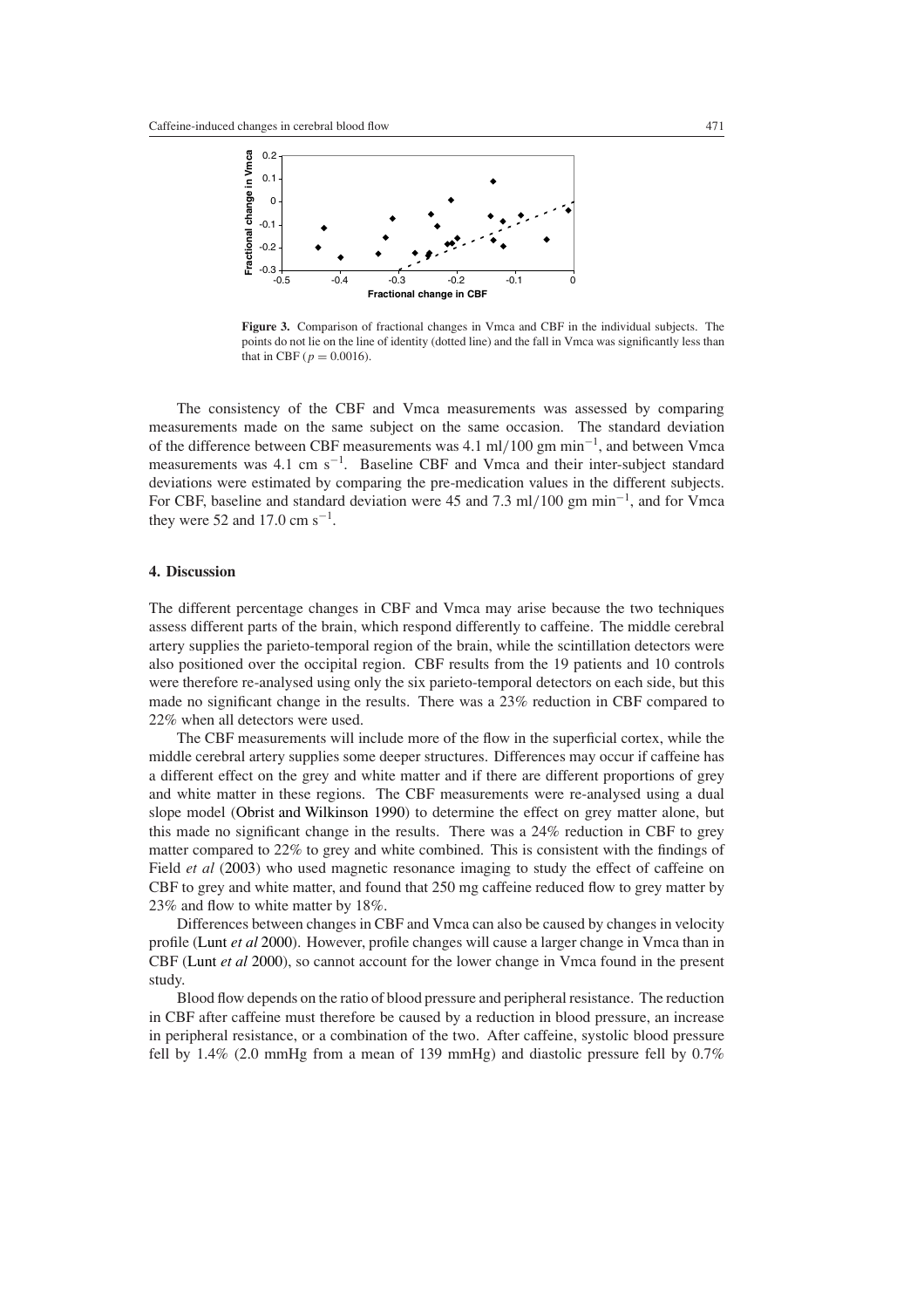**Figure 3.** Comparison of fractional changes in Vmca and CBF in the individual subjects. The points do not lie on the line of identity (dotted line) and the fall in Vmca was significantly less than that in CBF ($p = 0.0016$).

The consistency of the CBF and Vmca measurements was assessed by comparing measurements made on the same subject on the same occasion. The standard deviation of the difference between CBF measurements was 4.1 ml/100 gm $\text{min}^{-1}$, and between Vmca measurements was 4.1 cm $\text{s}^{-1}$. Baseline CBF and Vmca and their inter-subject standard deviations were estimated by comparing the pre-medication values in the different subjects. For CBF, baseline and standard deviation were 45 and 7.3 ml/100 gm $\text{min}^{-1}$, and for Vmca they were 52 and 17.0 cm $\text{s}^{-1}$.

## 4. Discussion

The different percentage changes in CBF and Vmca may arise because the two techniques assess different parts of the brain, which respond differently to caffeine. The middle cerebral artery supplies the parieto-temporal region of the brain, while the scintillation detectors were also positioned over the occipital region. CBF results from the 19 patients and 10 controls were therefore re-analysed using only the six parieto-temporal detectors on each side, but this made no significant change in the results. There was a 23% reduction in CBF compared to 22% when all detectors were used.

The CBF measurements will include more of the flow in the superficial cortex, while the middle cerebral artery supplies some deeper structures. Differences may occur if caffeine has a different effect on the grey and white matter and if there are different proportions of grey and white matter in these regions. The CBF measurements were re-analysed using a dual slope model (Obrist and Wilkinson 1990) to determine the effect on grey matter alone, but this made no significant change in the results. There was a 24% reduction in CBF to grey matter compared to 22% to grey and white combined. This is consistent with the findings of Field *et al* (2003) who used magnetic resonance imaging to study the effect of caffeine on CBF to grey and white matter, and found that 250 mg caffeine reduced flow to grey matter by 23% and flow to white matter by 18%.

Differences between changes in CBF and Vmca can also be caused by changes in velocity profile (Lunt *et al* 2000). However, profile changes will cause a larger change in Vmca than in CBF (Lunt *et al* 2000), so cannot account for the lower change in Vmca found in the present study.

Blood flow depends on the ratio of blood pressure and peripheral resistance. The reduction in CBF after caffeine must therefore be caused by a reduction in blood pressure, an increase in peripheral resistance, or a combination of the two. After caffeine, systolic blood pressure fell by 1.4% (2.0 mmHg from a mean of 139 mmHg) and diastolic pressure fell by 0.7%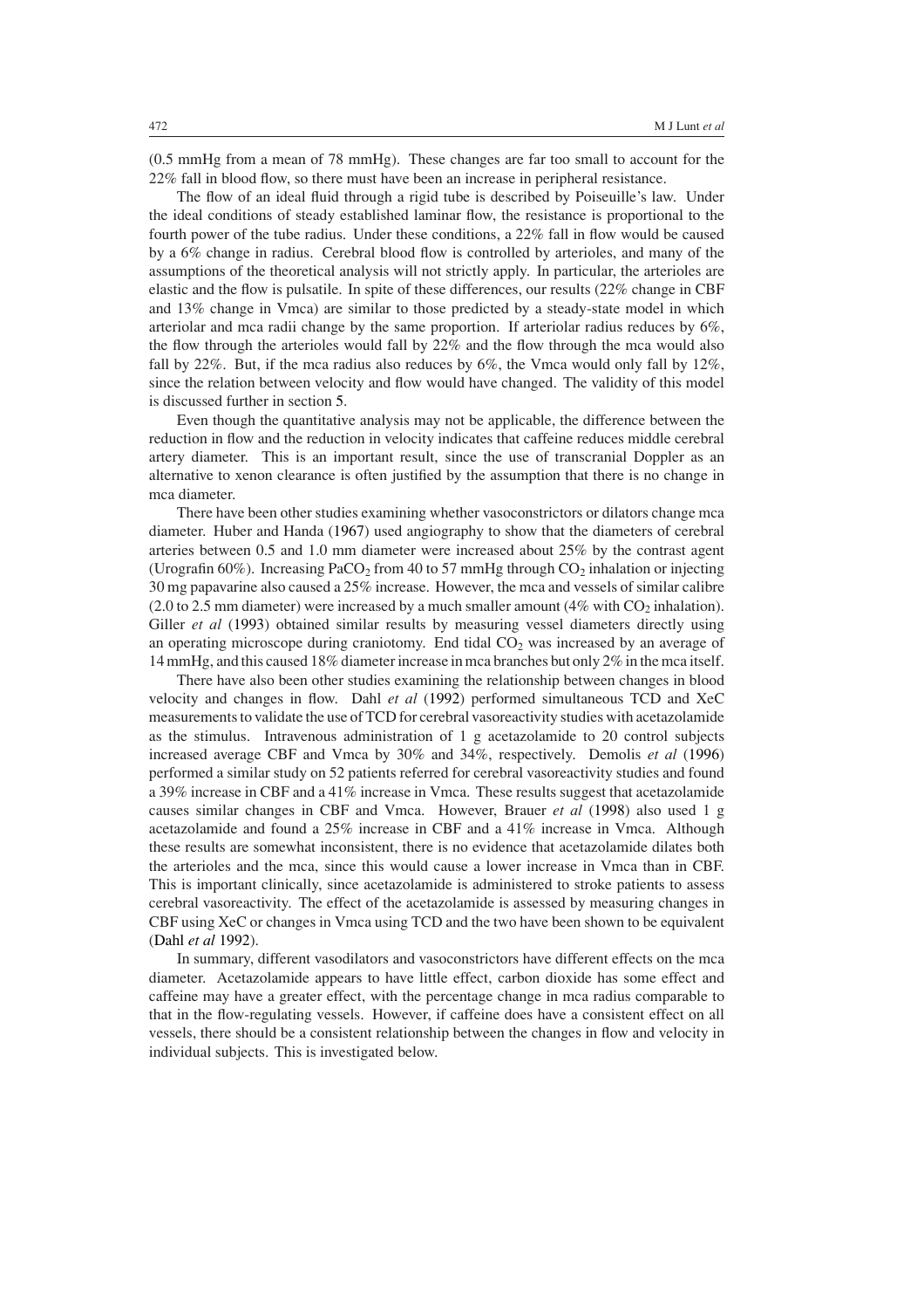(0.5 mmHg from a mean of 78 mmHg). These changes are far too small to account for the 22% fall in blood flow, so there must have been an increase in peripheral resistance.

The flow of an ideal fluid through a rigid tube is described by Poiseuille's law. Under the ideal conditions of steady established laminar flow, the resistance is proportional to the fourth power of the tube radius. Under these conditions, a 22% fall in flow would be caused by a 6% change in radius. Cerebral blood flow is controlled by arterioles, and many of the assumptions of the theoretical analysis will not strictly apply. In particular, the arterioles are elastic and the flow is pulsatile. In spite of these differences, our results (22% change in CBF and 13% change in Vmca) are similar to those predicted by a steady-state model in which arteriolar and mca radii change by the same proportion. If arteriolar radius reduces by 6%, the flow through the arterioles would fall by 22% and the flow through the mca would also fall by 22%. But, if the mca radius also reduces by 6%, the Vmca would only fall by 12%, since the relation between velocity and flow would have changed. The validity of this model is discussed further in section 5.

Even though the quantitative analysis may not be applicable, the difference between the reduction in flow and the reduction in velocity indicates that caffeine reduces middle cerebral artery diameter. This is an important result, since the use of transcranial Doppler as an alternative to xenon clearance is often justified by the assumption that there is no change in mca diameter.

There have been other studies examining whether vasoconstrictors or dilators change mca diameter. Huber and Handa (1967) used angiography to show that the diameters of cerebral arteries between 0.5 and 1.0 mm diameter were increased about 25% by the contrast agent (Urografin 60%). Increasing $PaCO_2$ from 40 to 57 mmHg through $CO_2$ inhalation or injecting 30 mg papavarine also caused a 25% increase. However, the mca and vessels of similar calibre (2.0 to 2.5 mm diameter) were increased by a much smaller amount (4% with $CO_2$ inhalation). Giller *et al* (1993) obtained similar results by measuring vessel diameters directly using an operating microscope during craniotomy. End tidal $CO_2$ was increased by an average of 14 mmHg, and this caused 18% diameter increase in mca branches but only 2% in the mca itself.

There have also been other studies examining the relationship between changes in blood velocity and changes in flow. Dahl *et al* (1992) performed simultaneous TCD and XeC measurements to validate the use of TCD for cerebral vasoreactivity studies with acetazolamide as the stimulus. Intravenous administration of 1 g acetazolamide to 20 control subjects increased average CBF and Vmca by 30% and 34%, respectively. Demolis *et al* (1996) performed a similar study on 52 patients referred for cerebral vasoreactivity studies and found a 39% increase in CBF and a 41% increase in Vmca. These results suggest that acetazolamide causes similar changes in CBF and Vmca. However, Brauer *et al* (1998) also used 1 g acetazolamide and found a 25% increase in CBF and a 41% increase in Vmca. Although these results are somewhat inconsistent, there is no evidence that acetazolamide dilates both the arterioles and the mca, since this would cause a lower increase in Vmca than in CBF. This is important clinically, since acetazolamide is administered to stroke patients to assess cerebral vasoreactivity. The effect of the acetazolamide is assessed by measuring changes in CBF using XeC or changes in Vmca using TCD and the two have been shown to be equivalent (Dahl *et al* 1992).

In summary, different vasodilators and vasoconstrictors have different effects on the mca diameter. Acetazolamide appears to have little effect, carbon dioxide has some effect and caffeine may have a greater effect, with the percentage change in mca radius comparable to that in the flow-regulating vessels. However, if caffeine does have a consistent effect on all vessels, there should be a consistent relationship between the changes in flow and velocity in individual subjects. This is investigated below.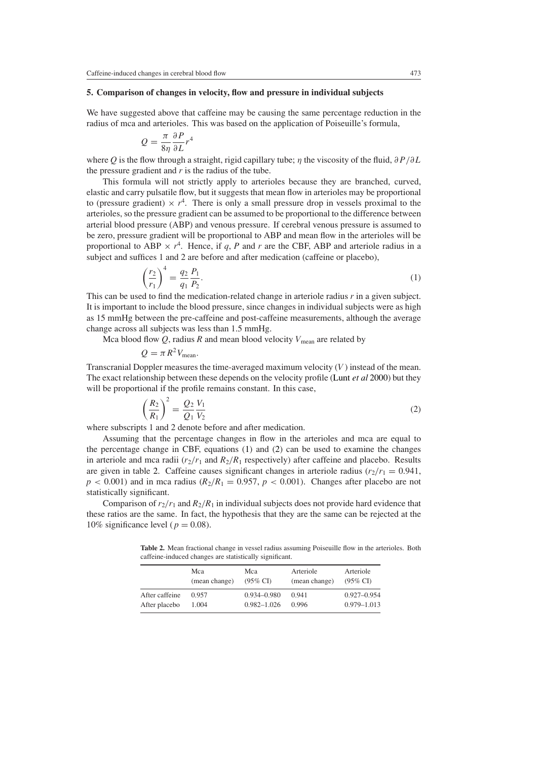## 5. Comparison of changes in velocity, flow and pressure in individual subjects

We have suggested above that caffeine may be causing the same percentage reduction in the radius of mca and arterioles. This was based on the application of Poiseuille's formula,

$$Q = \frac{\pi}{8\eta}\frac{\partial P}{\partial L}r^4$$

where $Q$ is the flow through a straight, rigid capillary tube; $\eta$ the viscosity of the fluid, $\partial P/\partial L$ the pressure gradient and $r$ is the radius of the tube.

This formula will not strictly apply to arterioles because they are branched, curved, elastic and carry pulsatile flow, but it suggests that mean flow in arterioles may be proportional to (pressure gradient) $\times\ r^4$. There is only a small pressure drop in vessels proximal to the arterioles, so the pressure gradient can be assumed to be proportional to the difference between arterial blood pressure (ABP) and venous pressure. If cerebral venous pressure is assumed to be zero, pressure gradient will be proportional to ABP and mean flow in the arterioles will be proportional to ABP $\times\ r^4$. Hence, if $q$, $P$ and $r$ are the CBF, ABP and arteriole radius in a subject and suffices 1 and 2 are before and after medication (caffeine or placebo),

$$\left(\frac{r_2}{r_1}\right)^4 = \frac{q_2}{q_1}\frac{P_1}{P_2}. \tag{1}$$

This can be used to find the medication-related change in arteriole radius $r$ in a given subject. It is important to include the blood pressure, since changes in individual subjects were as high as 15 mmHg between the pre-caffeine and post-caffeine measurements, although the average change across all subjects was less than 1.5 mmHg.

Mca blood flow $Q$, radius $R$ and mean blood velocity $V_{\text{mean}}$ are related by

$$Q = \pi R^2 V_{\text{mean}}.$$

Transcranial Doppler measures the time-averaged maximum velocity ($V$) instead of the mean. The exact relationship between these depends on the velocity profile (Lunt *et al* 2000) but they will be proportional if the profile remains constant. In this case,

$$\left(\frac{R_2}{R_1}\right)^2 = \frac{Q_2}{Q_1}\frac{V_1}{V_2} \tag{2}$$

where subscripts 1 and 2 denote before and after medication.

Assuming that the percentage changes in flow in the arterioles and mca are equal to the percentage change in CBF, equations (1) and (2) can be used to examine the changes in arteriole and mca radii ($r_2/r_1$ and $R_2/R_1$ respectively) after caffeine and placebo. Results are given in table 2. Caffeine causes significant changes in arteriole radius ($r_2/r_1 = 0.941$, $p < 0.001$) and in mca radius ($R_2/R_1 = 0.957$, $p < 0.001$). Changes after placebo are not statistically significant.

Comparison of $r_2/r_1$ and $R_2/R_1$ in individual subjects does not provide hard evidence that these ratios are the same. In fact, the hypothesis that they are the same can be rejected at the 10% significance level ($p = 0.08$).

**Table 2.** Mean fractional change in vessel radius assuming Poiseuille flow in the arterioles. Both caffeine-induced changes are statistically significant.

| | Mca (mean change) | Mca (95% CI) | Arteriole (mean change) | Arteriole (95% CI) |
|---|---|---|---|---|
| After caffeine | 0.957 | 0.934–0.980 | 0.941 | 0.927–0.954 |
| After placebo | 1.004 | 0.982–1.026 | 0.996 | 0.979–1.013 |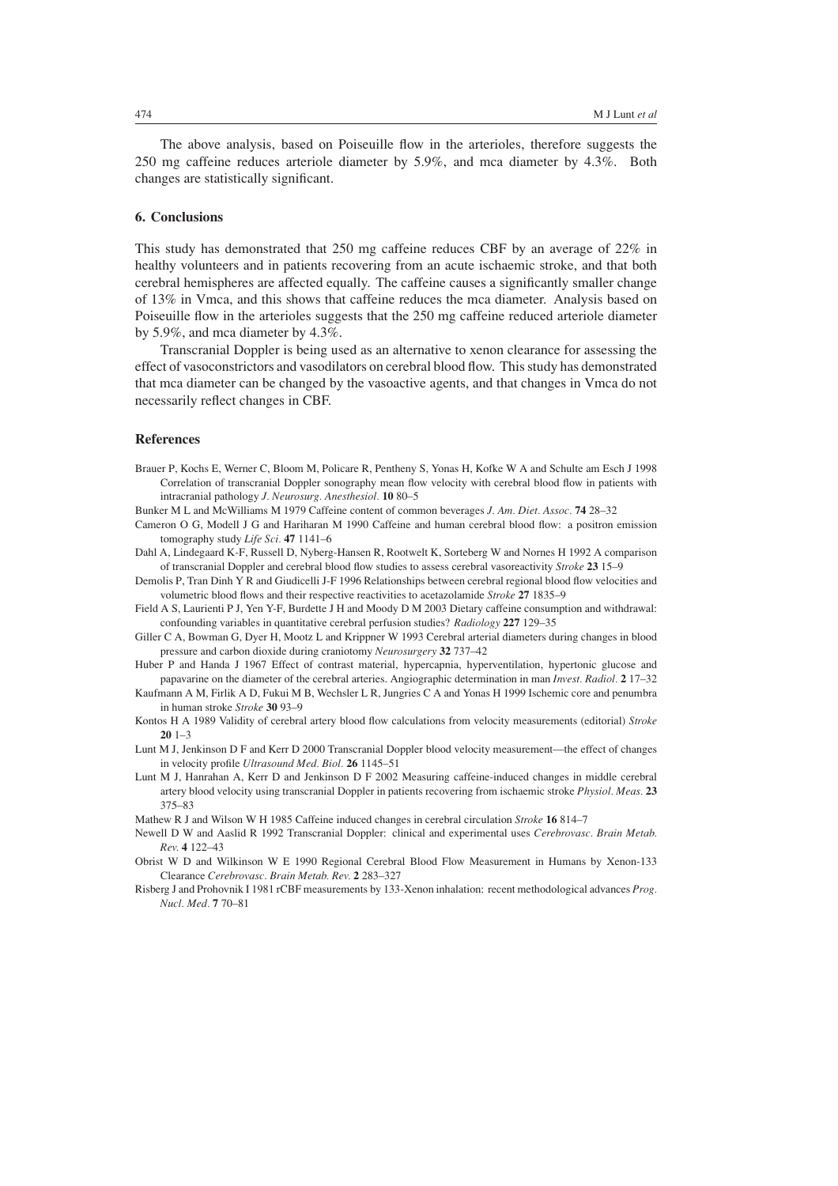The above analysis, based on Poiseuille flow in the arterioles, therefore suggests the 250 mg caffeine reduces arteriole diameter by 5.9%, and mca diameter by 4.3%. Both changes are statistically significant.

## 6. Conclusions

This study has demonstrated that 250 mg caffeine reduces CBF by an average of 22% in healthy volunteers and in patients recovering from an acute ischaemic stroke, and that both cerebral hemispheres are affected equally. The caffeine causes a significantly smaller change of 13% in Vmca, and this shows that caffeine reduces the mca diameter. Analysis based on Poiseuille flow in the arterioles suggests that the 250 mg caffeine reduced arteriole diameter by 5.9%, and mca diameter by 4.3%.

Transcranial Doppler is being used as an alternative to xenon clearance for assessing the effect of vasoconstrictors and vasodilators on cerebral blood flow. This study has demonstrated that mca diameter can be changed by the vasoactive agents, and that changes in Vmca do not necessarily reflect changes in CBF.

## References

Brauer P, Kochs E, Werner C, Bloom M, Policare R, Pentheny S, Yonas H, Kofke W A and Schulte am Esch J 1998 Correlation of transcranial Doppler sonography mean flow velocity with cerebral blood flow in patients with intracranial pathology *J. Neurosurg. Anesthesiol.* **10** 80–5

Bunker M L and McWilliams M 1979 Caffeine content of common beverages *J. Am. Diet. Assoc.* **74** 28–32

Cameron O G, Modell J G and Hariharan M 1990 Caffeine and human cerebral blood flow: a positron emission tomography study *Life Sci.* **47** 1141–6

Dahl A, Lindegaard K-F, Russell D, Nyberg-Hansen R, Rootwelt K, Sorteberg W and Nornes H 1992 A comparison of transcranial Doppler and cerebral blood flow studies to assess cerebral vasoreactivity *Stroke* **23** 15–9

Demolis P, Tran Dinh Y R and Giudicelli J-F 1996 Relationships between cerebral regional blood flow velocities and volumetric blood flows and their respective reactivities to acetazolamide *Stroke* **27** 1835–9

Field A S, Laurienti P J, Yen Y-F, Burdette J H and Moody D M 2003 Dietary caffeine consumption and withdrawal: confounding variables in quantitative cerebral perfusion studies? *Radiology* **227** 129–35

Giller C A, Bowman G, Dyer H, Mootz L and Krippner W 1993 Cerebral arterial diameters during changes in blood pressure and carbon dioxide during craniotomy *Neurosurgery* **32** 737–42

Huber P and Handa J 1967 Effect of contrast material, hypercapnia, hyperventilation, hypertonic glucose and papavarine on the diameter of the cerebral arteries. Angiographic determination in man *Invest. Radiol.* **2** 17–32

Kaufmann A M, Firlik A D, Fukui M B, Wechsler L R, Jungries C A and Yonas H 1999 Ischemic core and penumbra in human stroke *Stroke* **30** 93–9

Kontos H A 1989 Validity of cerebral artery blood flow calculations from velocity measurements (editorial) *Stroke* **20** 1–3

Lunt M J, Jenkinson D F and Kerr D 2000 Transcranial Doppler blood velocity measurement—the effect of changes in velocity profile *Ultrasound Med. Biol.* **26** 1145–51

Lunt M J, Hanrahan A, Kerr D and Jenkinson D F 2002 Measuring caffeine-induced changes in middle cerebral artery blood velocity using transcranial Doppler in patients recovering from ischaemic stroke *Physiol. Meas.* **23** 375–83

Mathew R J and Wilson W H 1985 Caffeine induced changes in cerebral circulation *Stroke* **16** 814–7

Newell D W and Aaslid R 1992 Transcranial Doppler: clinical and experimental uses *Cerebrovasc. Brain Metab. Rev.* **4** 122–43

Obrist W D and Wilkinson W E 1990 Regional Cerebral Blood Flow Measurement in Humans by Xenon-133 Clearance *Cerebrovasc. Brain Metab. Rev.* **2** 283–327

Risberg J and Prohovnik I 1981 rCBF measurements by 133-Xenon inhalation: recent methodological advances *Prog. Nucl. Med.* **7** 70–81